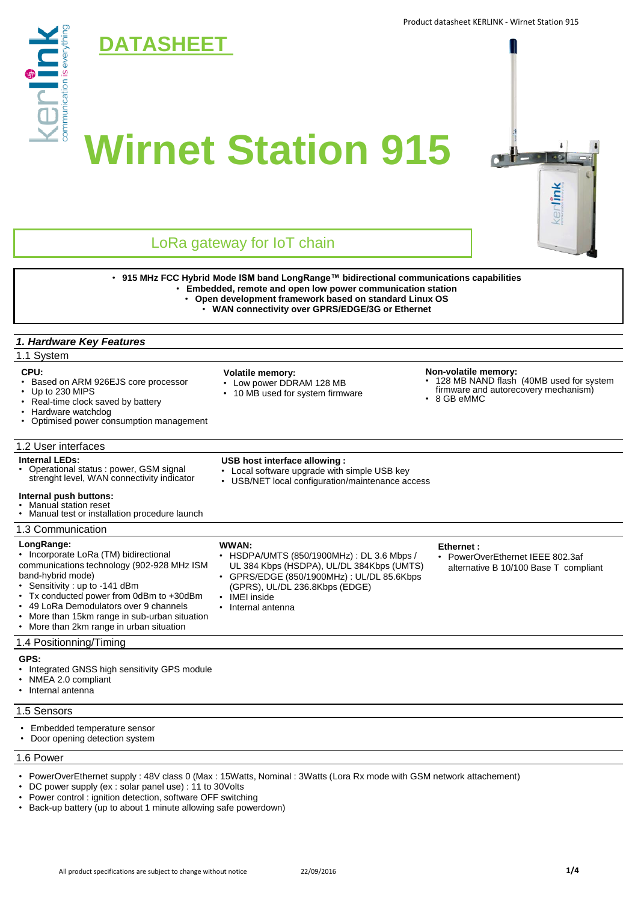# DATASHEET

# Wirnet Station 915

## LoRa gateway for IoT chain

- **915 MHz FCC Hybrid Mode ISM band LongRange™ bidirectional communications capabilities**
- **Embedded, remote and open low power communication station**
- **Open development framework based on standard Linux OS**
- **WAN connectivity over GPRS/EDGE/3G or Ethernet**

## *1. Hardware Key Features*

### 1.1 System

**CPU:**
- Based on ARM 926EJS core processor
- Up to 230 MIPS
- Real-time clock saved by battery
- Hardware watchdog
- Optimised power consumption management

**Volatile memory:**
- Low power DDRAM 128 MB
- 10 MB used for system firmware

**Non-volatile memory:**
- 128 MB NAND flash (40MB used for system firmware and autorecovery mechanism)
- 8 GB eMMC

### 1.2 User interfaces

**Internal LEDs:**
- Operational status : power, GSM signal strenght level, WAN connectivity indicator

**Internal push buttons:**
- Manual station reset
- Manual test or installation procedure launch

**USB host interface allowing :**
- Local software upgrade with simple USB key
- USB/NET local configuration/maintenance access

### 1.3 Communication

**LongRange:**
- Incorporate LoRa (TM) bidirectional communications technology (902-928 MHz ISM band-hybrid mode)
- Sensitivity : up to -141 dBm
- Tx conducted power from 0dBm to +30dBm
- 49 LoRa Demodulators over 9 channels
- More than 15km range in sub-urban situation
- More than 2km range in urban situation

**WWAN:**
- HSDPA/UMTS (850/1900MHz) : DL 3.6 Mbps / UL 384 Kbps (HSDPA), UL/DL 384Kbps (UMTS)
- GPRS/EDGE (850/1900MHz) : UL/DL 85.6Kbps (GPRS), UL/DL 236.8Kbps (EDGE)
- IMEI inside
- Internal antenna

**Ethernet :**
- PowerOverEthernet IEEE 802.3af alternative B 10/100 Base T compliant

### 1.4 Positionning/Timing

**GPS:**
- Integrated GNSS high sensitivity GPS module
- NMEA 2.0 compliant
- Internal antenna

### 1.5 Sensors

- Embedded temperature sensor
- Door opening detection system

### 1.6 Power

- PowerOverEthernet supply : 48V class 0 (Max : 15Watts, Nominal : 3Watts (Lora Rx mode with GSM network attachement)
- DC power supply (ex : solar panel use) : 11 to 30Volts
- Power control : ignition detection, software OFF switching
- Back-up battery (up to about 1 minute allowing safe powerdown)

All product specifications are subject to change without notice 22/09/2016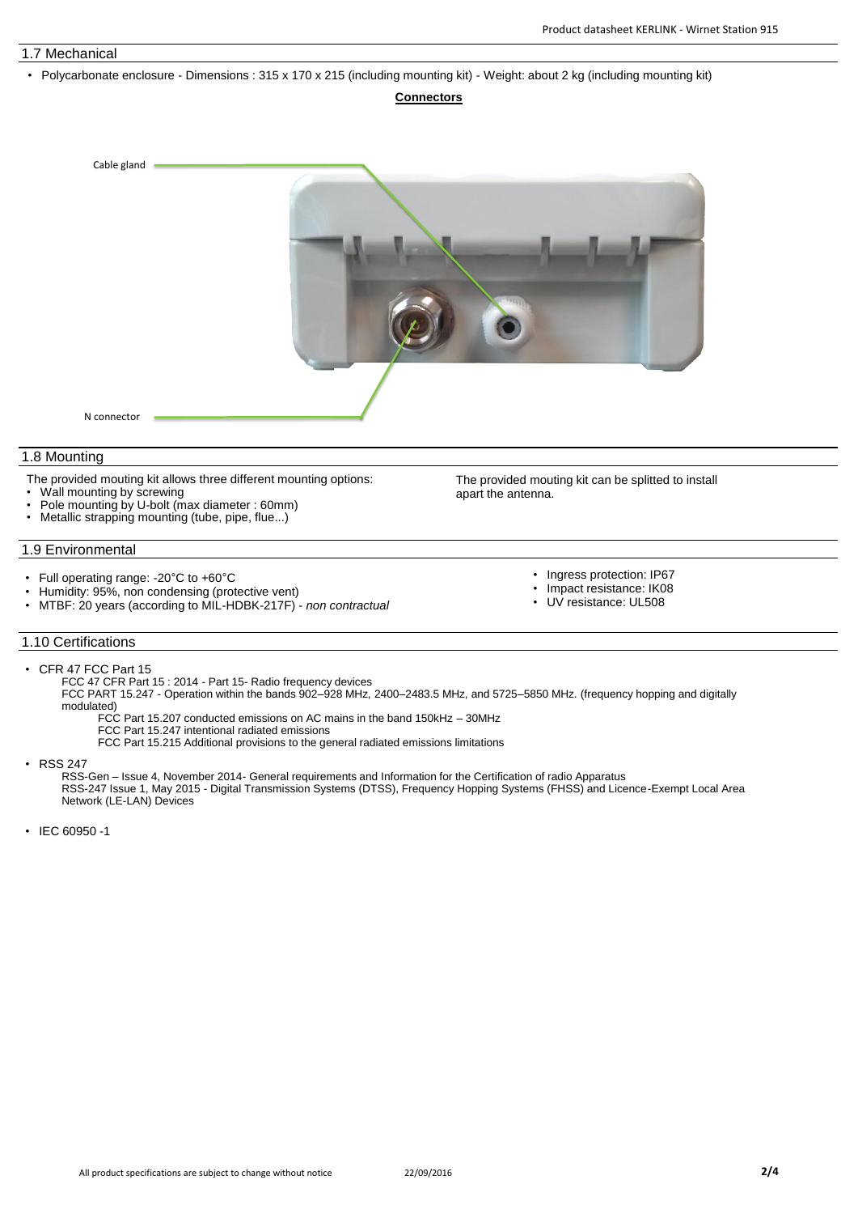## 1.7 Mechanical

- Polycarbonate enclosure - Dimensions : 315 x 170 x 215 (including mounting kit) - Weight: about 2 kg (including mounting kit)

**Connectors**

Cable gland

N connector

## 1.8 Mounting

The provided mouting kit allows three different mounting options:

- Wall mounting by screwing
- Pole mounting by U-bolt (max diameter : 60mm)
- Metallic strapping mounting (tube, pipe, flue...)

The provided mouting kit can be splitted to install apart the antenna.

## 1.9 Environmental

- Full operating range: -20°C to +60°C
- Humidity: 95%, non condensing (protective vent)
- MTBF: 20 years (according to MIL-HDBK-217F) - *non contractual*

- Ingress protection: IP67
- Impact resistance: IK08
- UV resistance: UL508

## 1.10 Certifications

- CFR 47 FCC Part 15
  - FCC 47 CFR Part 15 : 2014 - Part 15- Radio frequency devices
  - FCC PART 15.247 - Operation within the bands 902–928 MHz, 2400–2483.5 MHz, and 5725–5850 MHz. (frequency hopping and digitally modulated)
    - FCC Part 15.207 conducted emissions on AC mains in the band 150kHz – 30MHz
    - FCC Part 15.247 intentional radiated emissions
    - FCC Part 15.215 Additional provisions to the general radiated emissions limitations
- RSS 247
  - RSS-Gen – Issue 4, November 2014- General requirements and Information for the Certification of radio Apparatus
  - RSS-247 Issue 1, May 2015 - Digital Transmission Systems (DTSS), Frequency Hopping Systems (FHSS) and Licence-Exempt Local Area Network (LE-LAN) Devices
- IEC 60950 -1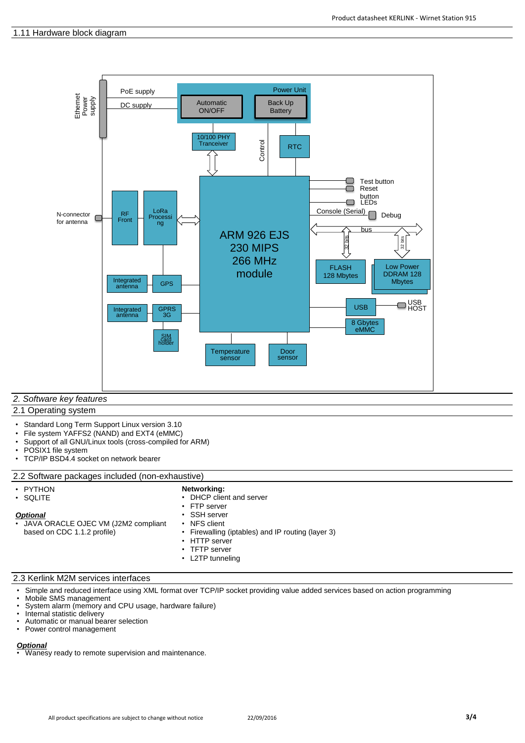## 1.11 Hardware block diagram

## *2. Software key features*

### 2.1 Operating system

- Standard Long Term Support Linux version 3.10
- File system YAFFS2 (NAND) and EXT4 (eMMC)
- Support of all GNU/Linux tools (cross-compiled for ARM)
- POSIX1 file system
- TCP/IP BSD4.4 socket on network bearer

### 2.2 Software packages included (non-exhaustive)

- PYTHON
- SQLITE

***Optional***

- JAVA ORACLE OJEC VM (J2M2 compliant based on CDC 1.1.2 profile)

**Networking:**

- DHCP client and server
- FTP server
- SSH server
- NFS client
- Firewalling (iptables) and IP routing (layer 3)
- HTTP server
- TFTP server
- L2TP tunneling

### 2.3 Kerlink M2M services interfaces

- Simple and reduced interface using XML format over TCP/IP socket providing value added services based on action programming
- Mobile SMS management
- System alarm (memory and CPU usage, hardware failure)
- Internal statistic delivery
- Automatic or manual bearer selection
- Power control management

***Optional***

- Wanesy ready to remote supervision and maintenance.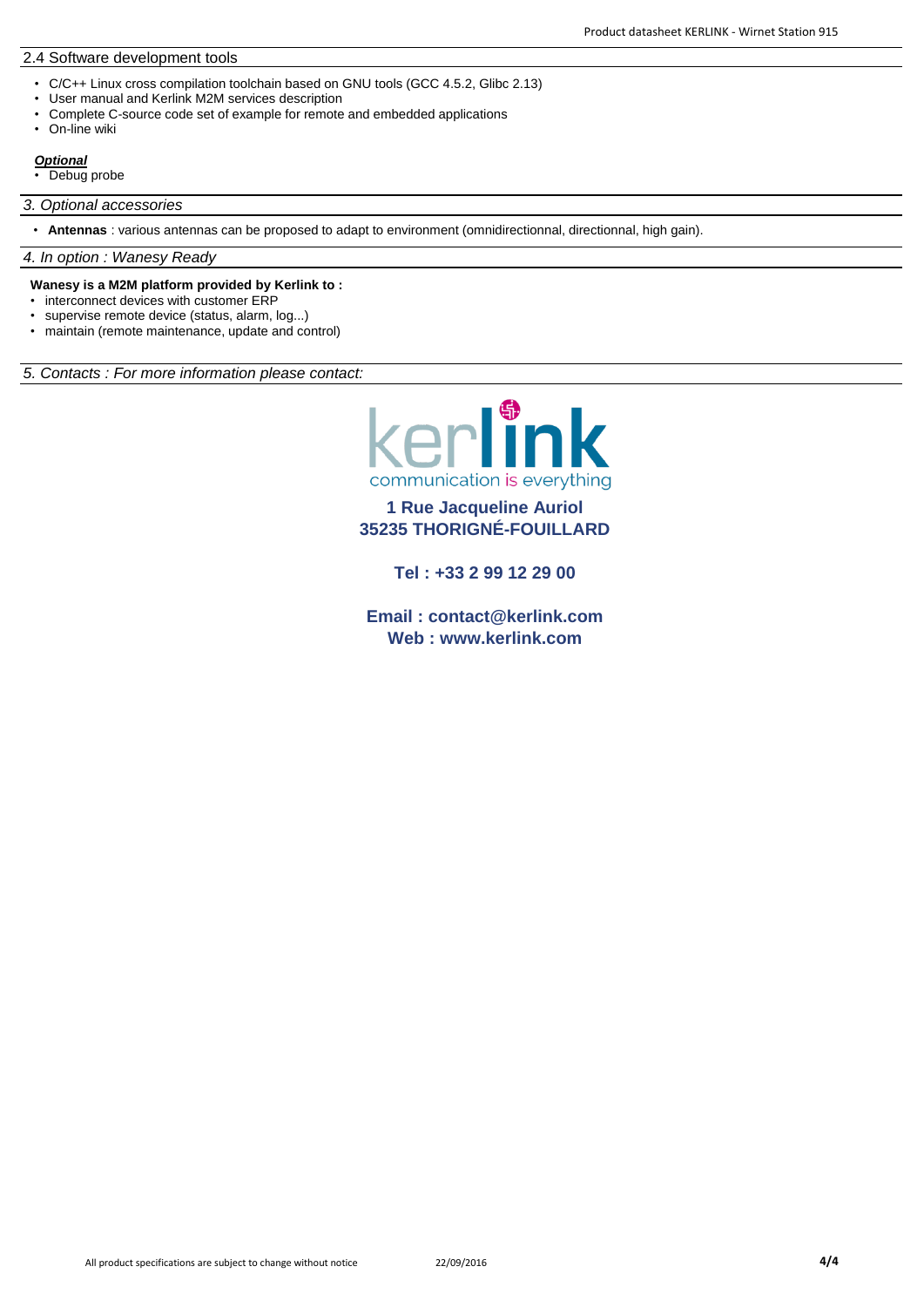## 2.4 Software development tools

- C/C++ Linux cross compilation toolchain based on GNU tools (GCC 4.5.2, Glibc 2.13)
- User manual and Kerlink M2M services description
- Complete C-source code set of example for remote and embedded applications
- On-line wiki

***Optional***

- Debug probe

## *3. Optional accessories*

- **Antennas** : various antennas can be proposed to adapt to environment (omnidirectionnal, directionnal, high gain).

## *4. In option : Wanesy Ready*

**Wanesy is a M2M platform provided by Kerlink to :**

- interconnect devices with customer ERP
- supervise remote device (status, alarm, log...)
- maintain (remote maintenance, update and control)

## *5. Contacts : For more information please contact:*

kerlink
communication is everything

**1 Rue Jacqueline Auriol**
**35235 THORIGNÉ-FOUILLARD**

**Tel : +33 2 99 12 29 00**

**Email : contact@kerlink.com**
**Web : www.kerlink.com**

All product specifications are subject to change without notice 22/09/2016